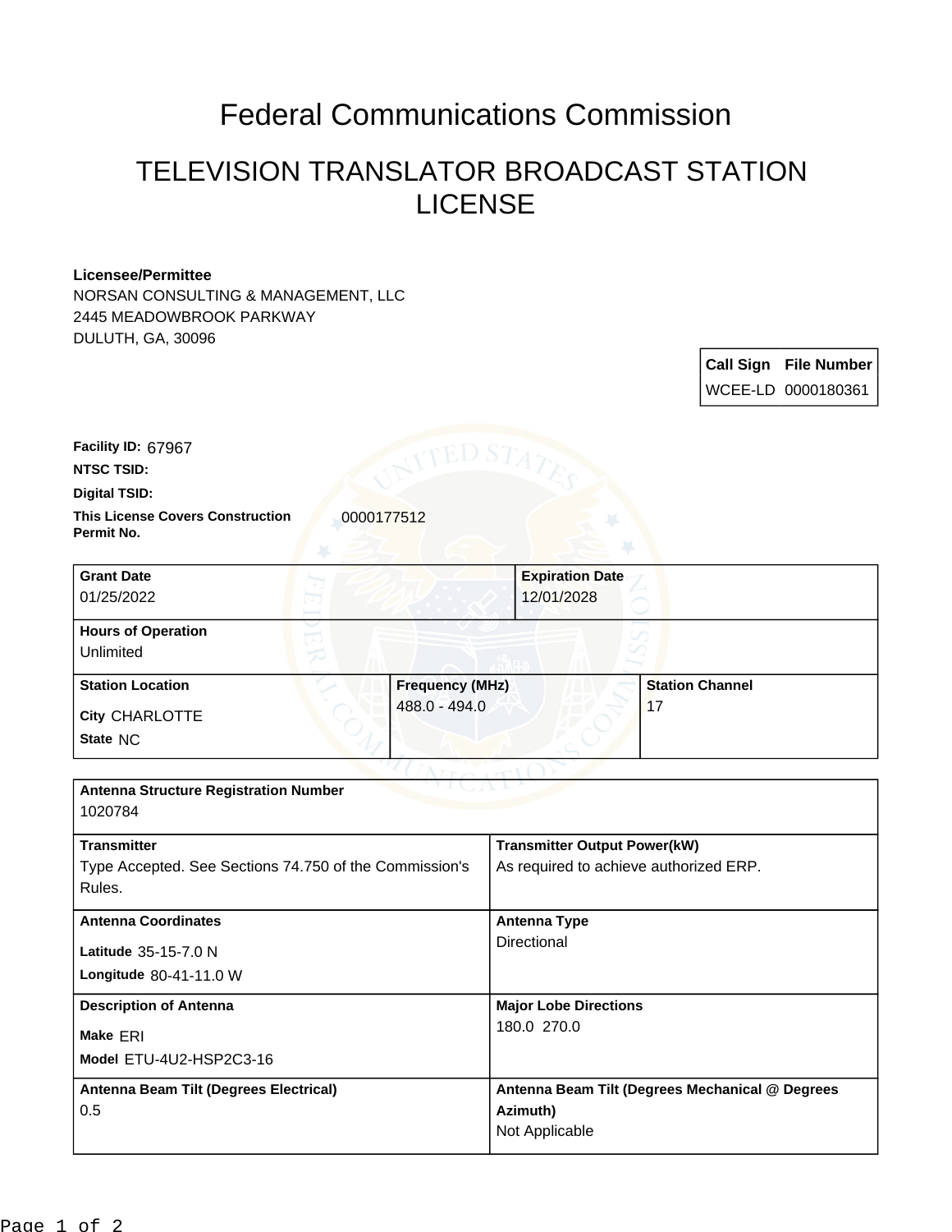# Federal Communications Commission

## TELEVISION TRANSLATOR BROADCAST STATION LICENSE

**Licensee/Permittee**
NORSAN CONSULTING & MANAGEMENT, LLC
2445 MEADOWBROOK PARKWAY
DULUTH, GA, 30096

| Call Sign | File Number |
|---|---|
| WCEE-LD | 0000180361 |

**Facility ID:** 67967

**NTSC TSID:**

**Digital TSID:**

**This License Covers Construction Permit No.** 0000177512

| Grant Date | Expiration Date |
|---|---|
| 01/25/2022 | 12/01/2028 |

**Hours of Operation**
Unlimited

| Station Location | Frequency (MHz) | Station Channel |
|---|---|---|
| City CHARLOTTE<br>State NC | 488.0 - 494.0 | 17 |

**Antenna Structure Registration Number**
1020784

| Transmitter | Transmitter Output Power(kW) |
|---|---|
| Type Accepted. See Sections 74.750 of the Commission's Rules. | As required to achieve authorized ERP. |

| Antenna Coordinates | Antenna Type |
|---|---|
| Latitude 35-15-7.0 N<br>Longitude 80-41-11.0 W | Directional |

| Description of Antenna | Major Lobe Directions |
|---|---|
| Make ERI<br>Model ETU-4U2-HSP2C3-16 | 180.0 270.0 |

| Antenna Beam Tilt (Degrees Electrical) | Antenna Beam Tilt (Degrees Mechanical @ Degrees Azimuth) |
|---|---|
| 0.5 | Not Applicable |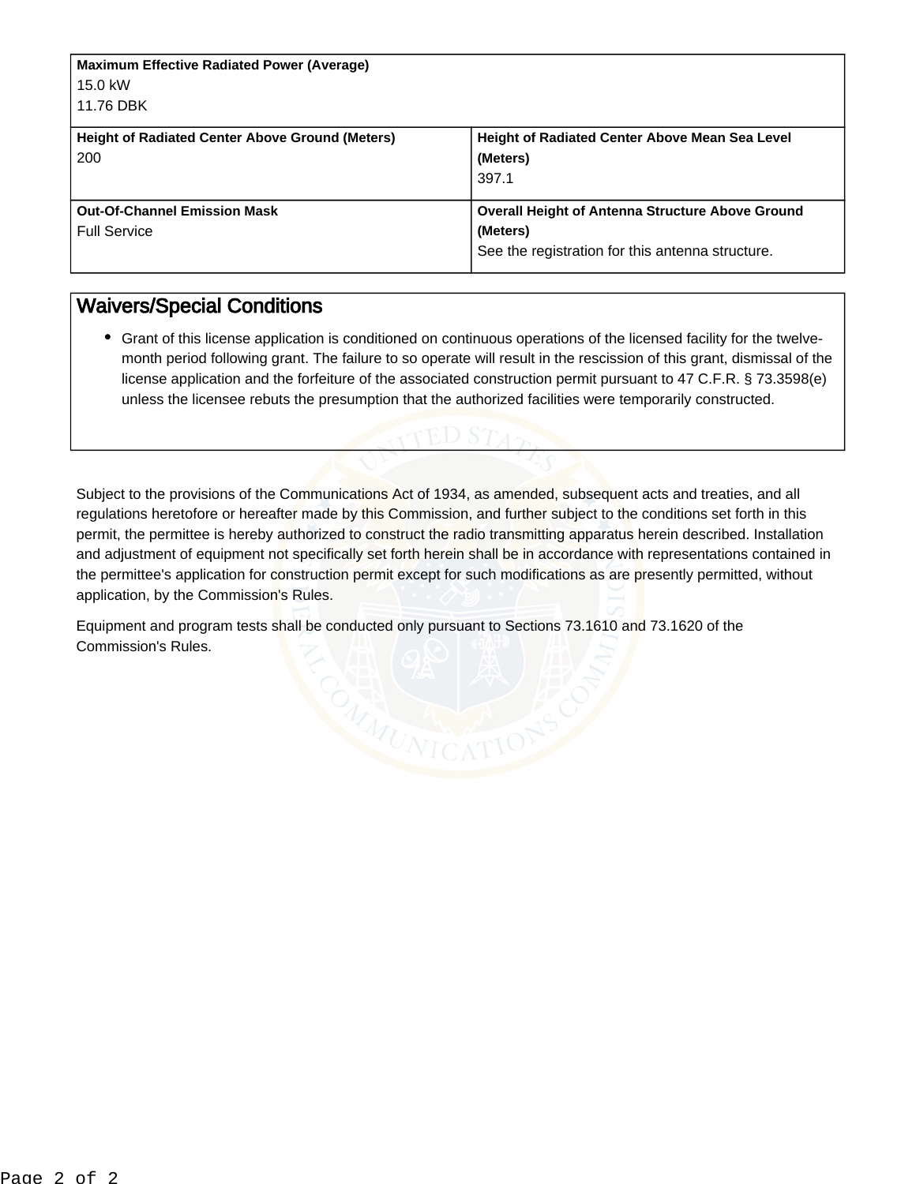| | |
|---|---|
| **Maximum Effective Radiated Power (Average)**<br>15.0 kW<br>11.76 DBK | |
| **Height of Radiated Center Above Ground (Meters)**<br>200 | **Height of Radiated Center Above Mean Sea Level (Meters)**<br>397.1 |
| **Out-Of-Channel Emission Mask**<br>Full Service | **Overall Height of Antenna Structure Above Ground (Meters)**<br>See the registration for this antenna structure. |

## Waivers/Special Conditions

- Grant of this license application is conditioned on continuous operations of the licensed facility for the twelve-month period following grant. The failure to so operate will result in the rescission of this grant, dismissal of the license application and the forfeiture of the associated construction permit pursuant to 47 C.F.R. § 73.3598(e) unless the licensee rebuts the presumption that the authorized facilities were temporarily constructed.

Subject to the provisions of the Communications Act of 1934, as amended, subsequent acts and treaties, and all regulations heretofore or hereafter made by this Commission, and further subject to the conditions set forth in this permit, the permittee is hereby authorized to construct the radio transmitting apparatus herein described. Installation and adjustment of equipment not specifically set forth herein shall be in accordance with representations contained in the permittee's application for construction permit except for such modifications as are presently permitted, without application, by the Commission's Rules.

Equipment and program tests shall be conducted only pursuant to Sections 73.1610 and 73.1620 of the Commission's Rules.